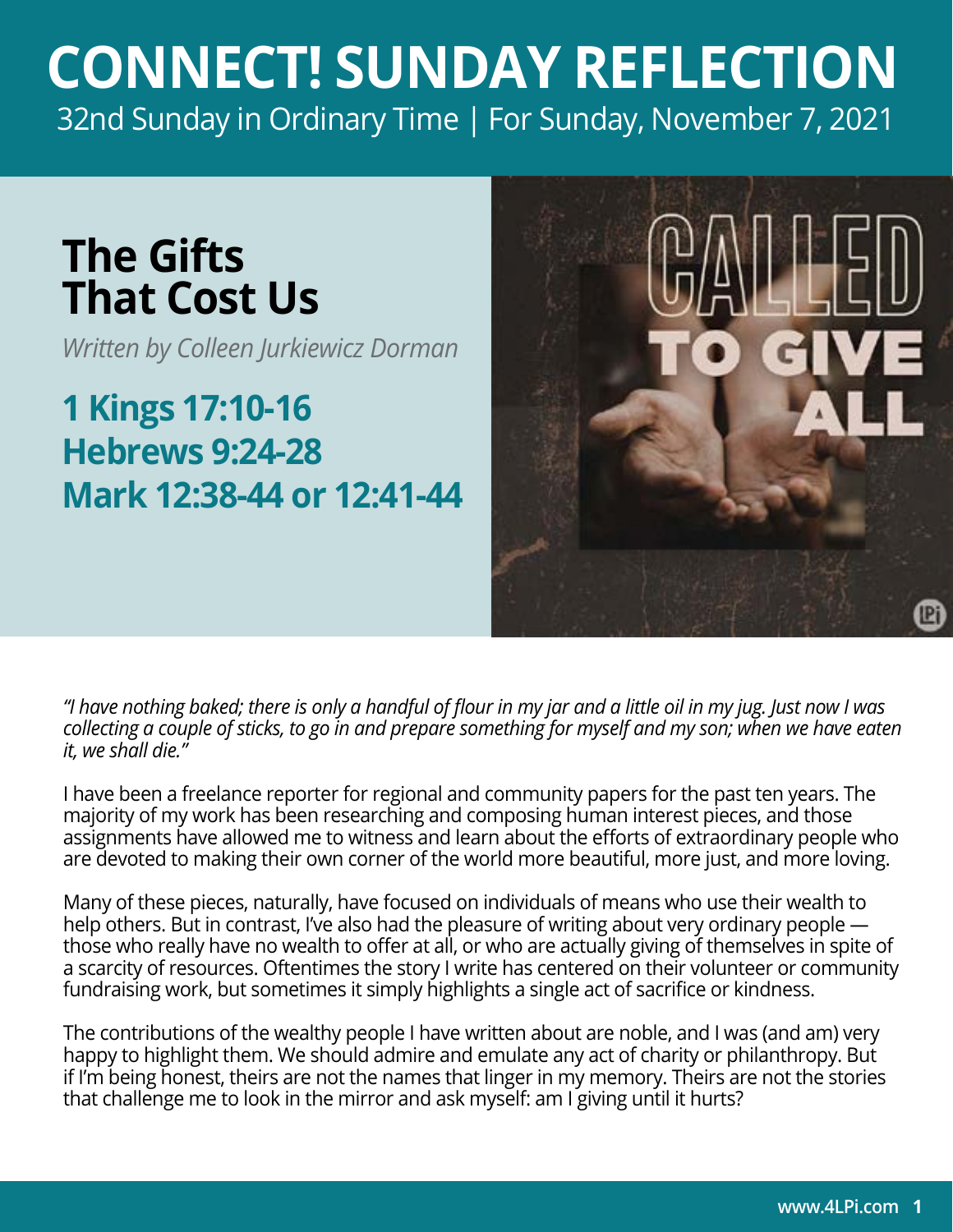# CONNECT! SUNDAY REFLECTION

32nd Sunday in Ordinary Time | For Sunday, November 7, 2021

## The Gifts That Cost Us

*Written by Colleen Jurkiewicz Dorman*

### 1 Kings 17:10-16
### Hebrews 9:24-28
### Mark 12:38-44 or 12:41-44

*"I have nothing baked; there is only a handful of flour in my jar and a little oil in my jug. Just now I was collecting a couple of sticks, to go in and prepare something for myself and my son; when we have eaten it, we shall die."*

I have been a freelance reporter for regional and community papers for the past ten years. The majority of my work has been researching and composing human interest pieces, and those assignments have allowed me to witness and learn about the efforts of extraordinary people who are devoted to making their own corner of the world more beautiful, more just, and more loving.

Many of these pieces, naturally, have focused on individuals of means who use their wealth to help others. But in contrast, I've also had the pleasure of writing about very ordinary people — those who really have no wealth to offer at all, or who are actually giving of themselves in spite of a scarcity of resources. Oftentimes the story I write has centered on their volunteer or community fundraising work, but sometimes it simply highlights a single act of sacrifice or kindness.

The contributions of the wealthy people I have written about are noble, and I was (and am) very happy to highlight them. We should admire and emulate any act of charity or philanthropy. But if I'm being honest, theirs are not the names that linger in my memory. Theirs are not the stories that challenge me to look in the mirror and ask myself: am I giving until it hurts?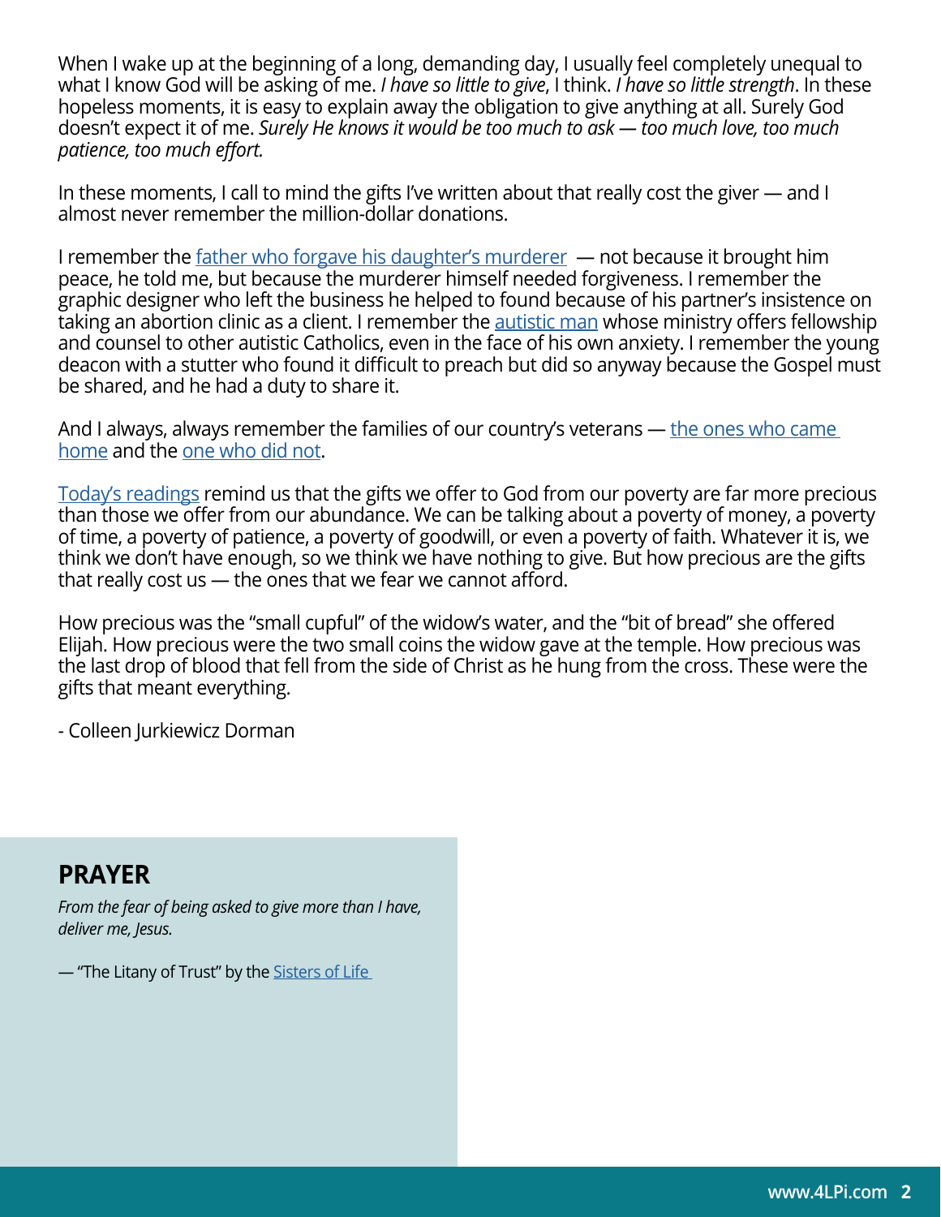When I wake up at the beginning of a long, demanding day, I usually feel completely unequal to what I know God will be asking of me. *I have so little to give*, I think. *I have so little strength*. In these hopeless moments, it is easy to explain away the obligation to give anything at all. Surely God doesn't expect it of me. *Surely He knows it would be too much to ask — too much love, too much patience, too much effort.*

In these moments, I call to mind the gifts I've written about that really cost the giver — and I almost never remember the million-dollar donations.

I remember the father who forgave his daughter's murderer — not because it brought him peace, he told me, but because the murderer himself needed forgiveness. I remember the graphic designer who left the business he helped to found because of his partner's insistence on taking an abortion clinic as a client. I remember the autistic man whose ministry offers fellowship and counsel to other autistic Catholics, even in the face of his own anxiety. I remember the young deacon with a stutter who found it difficult to preach but did so anyway because the Gospel must be shared, and he had a duty to share it.

And I always, always remember the families of our country's veterans — the ones who came home and the one who did not.

Today's readings remind us that the gifts we offer to God from our poverty are far more precious than those we offer from our abundance. We can be talking about a poverty of money, a poverty of time, a poverty of patience, a poverty of goodwill, or even a poverty of faith. Whatever it is, we think we don't have enough, so we think we have nothing to give. But how precious are the gifts that really cost us — the ones that we fear we cannot afford.

How precious was the "small cupful" of the widow's water, and the "bit of bread" she offered Elijah. How precious were the two small coins the widow gave at the temple. How precious was the last drop of blood that fell from the side of Christ as he hung from the cross. These were the gifts that meant everything.

- Colleen Jurkiewicz Dorman

## PRAYER

*From the fear of being asked to give more than I have, deliver me, Jesus.*

— "The Litany of Trust" by the Sisters of Life